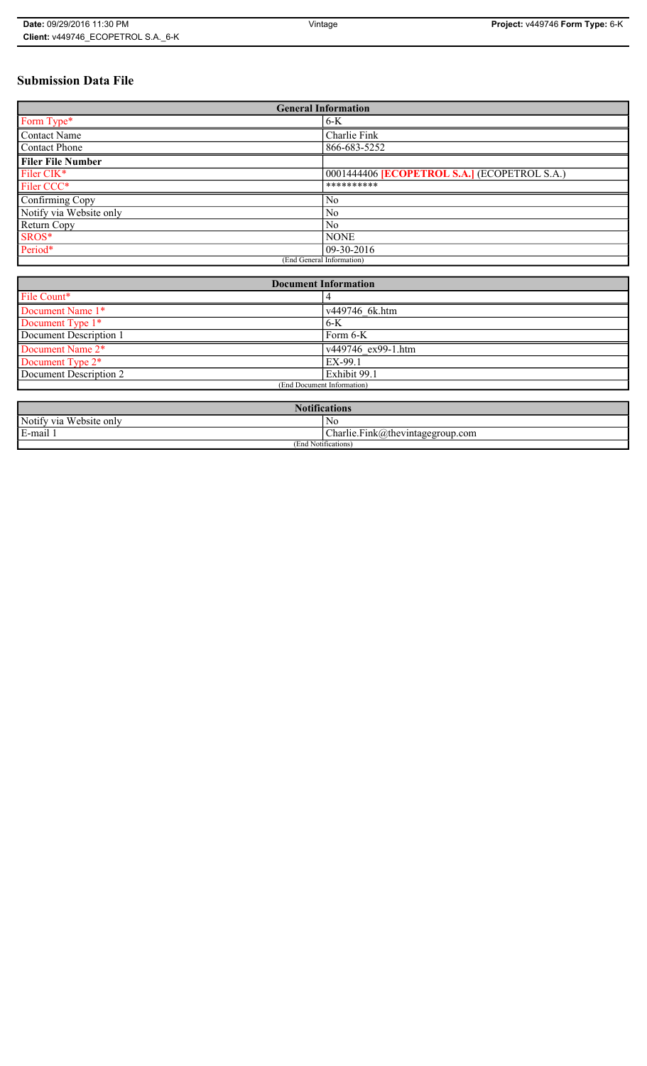# Submission Data File

| General Information | |
|---|---|
| Form Type* | 6-K |
| Contact Name | Charlie Fink |
| Contact Phone | 866-683-5252 |
| **Filer File Number** | |
| Filer CIK* | 0001444406 **[ECOPETROL S.A.]** (ECOPETROL S.A.) |
| Filer CCC* | ********** |
| Confirming Copy | No |
| Notify via Website only | No |
| Return Copy | No |
| SROS* | NONE |
| Period* | 09-30-2016 |
| (End General Information) | |

| Document Information | |
|---|---|
| File Count* | 4 |
| Document Name 1* | v449746_6k.htm |
| Document Type 1* | 6-K |
| Document Description 1 | Form 6-K |
| Document Name 2* | v449746_ex99-1.htm |
| Document Type 2* | EX-99.1 |
| Document Description 2 | Exhibit 99.1 |
| (End Document Information) | |

| Notifications | |
|---|---|
| Notify via Website only | No |
| E-mail 1 | Charlie.Fink@thevintagegroup.com |
| (End Notifications) | |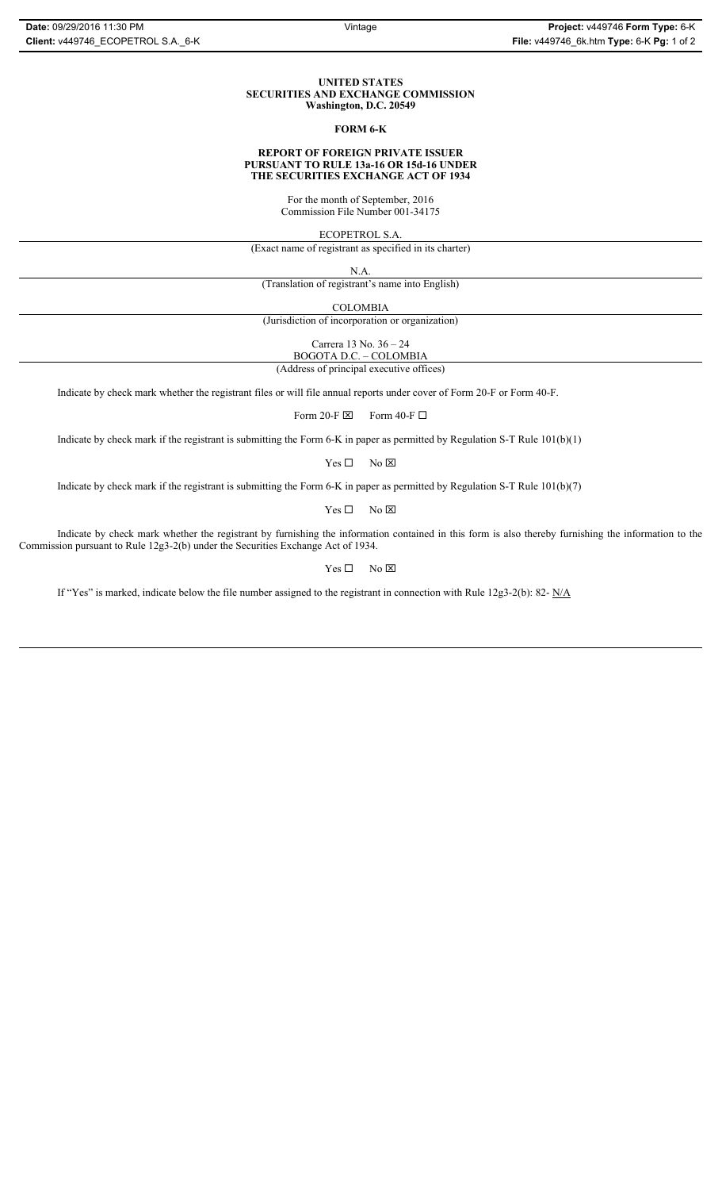**UNITED STATES**
**SECURITIES AND EXCHANGE COMMISSION**
**Washington, D.C. 20549**

**FORM 6-K**

**REPORT OF FOREIGN PRIVATE ISSUER**
**PURSUANT TO RULE 13a-16 OR 15d-16 UNDER**
**THE SECURITIES EXCHANGE ACT OF 1934**

For the month of September, 2016
Commission File Number 001-34175

ECOPETROL S.A.
(Exact name of registrant as specified in its charter)

N.A.
(Translation of registrant's name into English)

COLOMBIA
(Jurisdiction of incorporation or organization)

Carrera 13 No. 36 – 24
BOGOTA D.C. – COLOMBIA
(Address of principal executive offices)

Indicate by check mark whether the registrant files or will file annual reports under cover of Form 20-F or Form 40-F.

Form 20-F ☒ Form 40-F ☐

Indicate by check mark if the registrant is submitting the Form 6-K in paper as permitted by Regulation S-T Rule 101(b)(1)

Yes ☐ No ☒

Indicate by check mark if the registrant is submitting the Form 6-K in paper as permitted by Regulation S-T Rule 101(b)(7)

Yes ☐ No ☒

Indicate by check mark whether the registrant by furnishing the information contained in this form is also thereby furnishing the information to the Commission pursuant to Rule 12g3-2(b) under the Securities Exchange Act of 1934.

Yes ☐ No ☒

If "Yes" is marked, indicate below the file number assigned to the registrant in connection with Rule 12g3-2(b): 82- N/A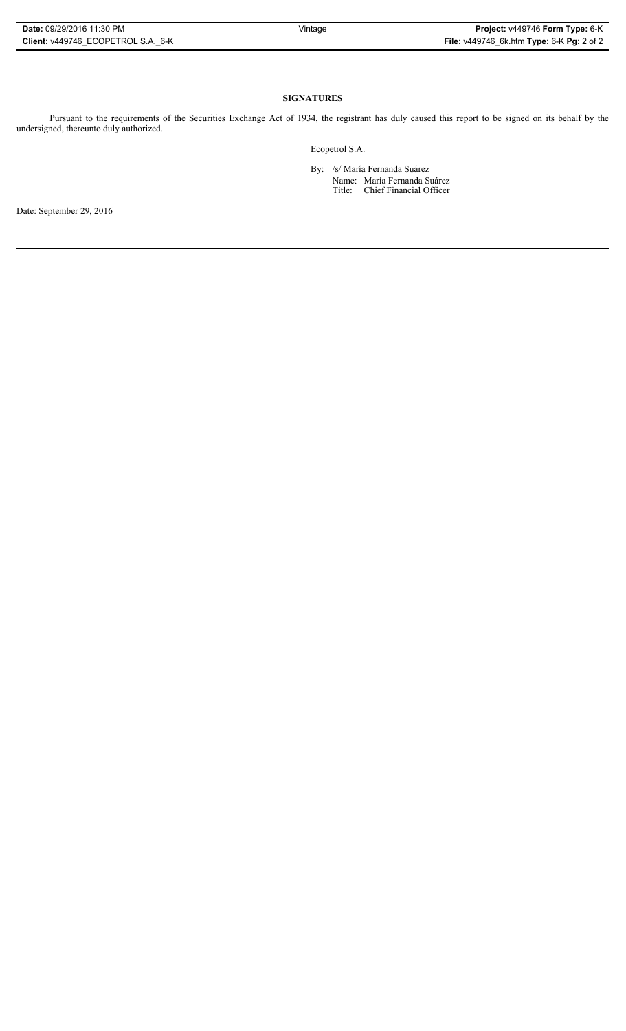**SIGNATURES**

Pursuant to the requirements of the Securities Exchange Act of 1934, the registrant has duly caused this report to be signed on its behalf by the undersigned, thereunto duly authorized.

Ecopetrol S.A.

By: /s/ María Fernanda Suárez

Name: María Fernanda Suárez

Title: Chief Financial Officer

Date: September 29, 2016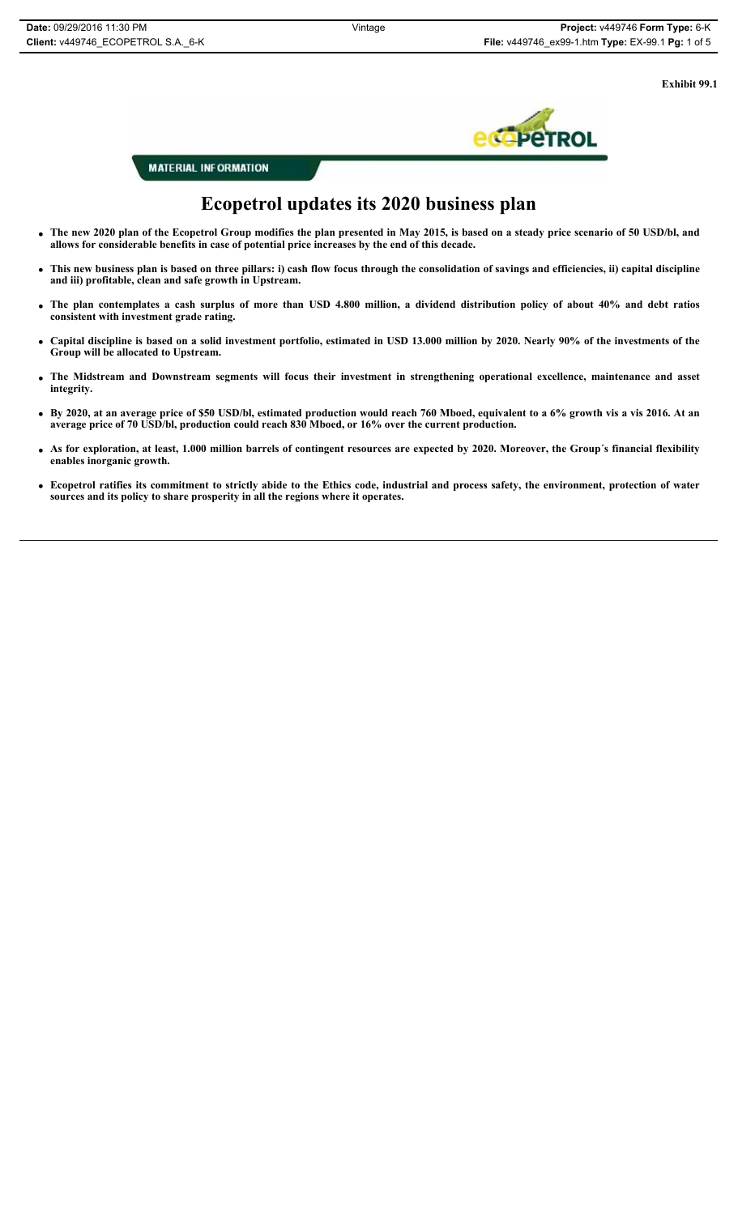**Exhibit 99.1**

**MATERIAL INFORMATION**

# Ecopetrol updates its 2020 business plan

- **The new 2020 plan of the Ecopetrol Group modifies the plan presented in May 2015, is based on a steady price scenario of 50 USD/bl, and allows for considerable benefits in case of potential price increases by the end of this decade.**
- **This new business plan is based on three pillars: i) cash flow focus through the consolidation of savings and efficiencies, ii) capital discipline and iii) profitable, clean and safe growth in Upstream.**
- **The plan contemplates a cash surplus of more than USD 4.800 million, a dividend distribution policy of about 40% and debt ratios consistent with investment grade rating.**
- **Capital discipline is based on a solid investment portfolio, estimated in USD 13.000 million by 2020. Nearly 90% of the investments of the Group will be allocated to Upstream.**
- **The Midstream and Downstream segments will focus their investment in strengthening operational excellence, maintenance and asset integrity.**
- **By 2020, at an average price of $50 USD/bl, estimated production would reach 760 Mboed, equivalent to a 6% growth vis a vis 2016. At an average price of 70 USD/bl, production could reach 830 Mboed, or 16% over the current production.**
- **As for exploration, at least, 1.000 million barrels of contingent resources are expected by 2020. Moreover, the Group´s financial flexibility enables inorganic growth.**
- **Ecopetrol ratifies its commitment to strictly abide to the Ethics code, industrial and process safety, the environment, protection of water sources and its policy to share prosperity in all the regions where it operates.**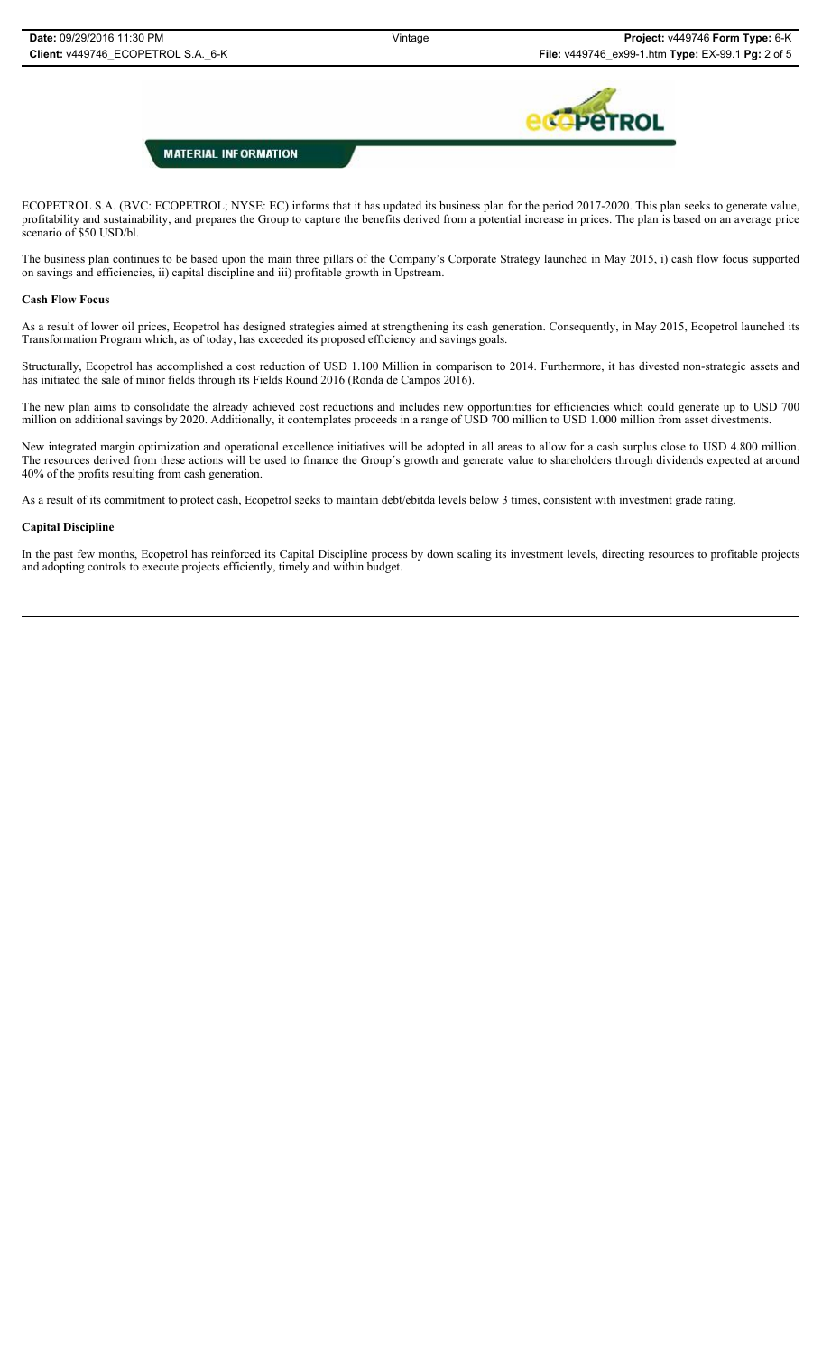**MATERIAL INFORMATION**

ECOPETROL S.A. (BVC: ECOPETROL; NYSE: EC) informs that it has updated its business plan for the period 2017-2020. This plan seeks to generate value, profitability and sustainability, and prepares the Group to capture the benefits derived from a potential increase in prices. The plan is based on an average price scenario of $50 USD/bl.

The business plan continues to be based upon the main three pillars of the Company's Corporate Strategy launched in May 2015, i) cash flow focus supported on savings and efficiencies, ii) capital discipline and iii) profitable growth in Upstream.

**Cash Flow Focus**

As a result of lower oil prices, Ecopetrol has designed strategies aimed at strengthening its cash generation. Consequently, in May 2015, Ecopetrol launched its Transformation Program which, as of today, has exceeded its proposed efficiency and savings goals.

Structurally, Ecopetrol has accomplished a cost reduction of USD 1.100 Million in comparison to 2014. Furthermore, it has divested non-strategic assets and has initiated the sale of minor fields through its Fields Round 2016 (Ronda de Campos 2016).

The new plan aims to consolidate the already achieved cost reductions and includes new opportunities for efficiencies which could generate up to USD 700 million on additional savings by 2020. Additionally, it contemplates proceeds in a range of USD 700 million to USD 1.000 million from asset divestments.

New integrated margin optimization and operational excellence initiatives will be adopted in all areas to allow for a cash surplus close to USD 4.800 million. The resources derived from these actions will be used to finance the Group´s growth and generate value to shareholders through dividends expected at around 40% of the profits resulting from cash generation.

As a result of its commitment to protect cash, Ecopetrol seeks to maintain debt/ebitda levels below 3 times, consistent with investment grade rating.

**Capital Discipline**

In the past few months, Ecopetrol has reinforced its Capital Discipline process by down scaling its investment levels, directing resources to profitable projects and adopting controls to execute projects efficiently, timely and within budget.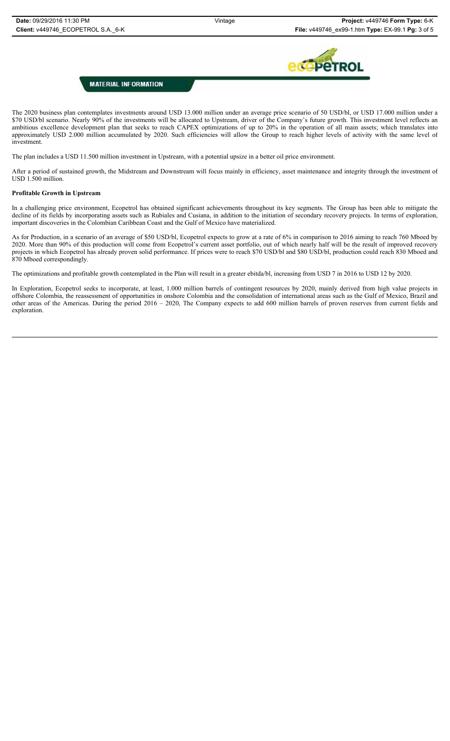**MATERIAL INFORMATION**

The 2020 business plan contemplates investments around USD 13.000 million under an average price scenario of 50 USD/bl, or USD 17.000 million under a $70 USD/bl scenario. Nearly 90% of the investments will be allocated to Upstream, driver of the Company's future growth. This investment level reflects an ambitious excellence development plan that seeks to reach CAPEX optimizations of up to 20% in the operation of all main assets; which translates into approximately USD 2.000 million accumulated by 2020. Such efficiencies will allow the Group to reach higher levels of activity with the same level of investment.

The plan includes a USD 11.500 million investment in Upstream, with a potential upsize in a better oil price environment.

After a period of sustained growth, the Midstream and Downstream will focus mainly in efficiency, asset maintenance and integrity through the investment of USD 1.500 million.

**Profitable Growth in Upstream**

In a challenging price environment, Ecopetrol has obtained significant achievements throughout its key segments. The Group has been able to mitigate the decline of its fields by incorporating assets such as Rubiales and Cusiana, in addition to the initiation of secondary recovery projects. In terms of exploration, important discoveries in the Colombian Caribbean Coast and the Gulf of Mexico have materialized.

As for Production, in a scenario of an average of $50 USD/bl, Ecopetrol expects to grow at a rate of 6% in comparison to 2016 aiming to reach 760 Mboed by 2020. More than 90% of this production will come from Ecopetrol's current asset portfolio, out of which nearly half will be the result of improved recovery projects in which Ecopetrol has already proven solid performance. If prices were to reach $70 USD/bl and $80 USD/bl, production could reach 830 Mboed and 870 Mboed correspondingly.

The optimizations and profitable growth contemplated in the Plan will result in a greater ebitda/bl, increasing from USD 7 in 2016 to USD 12 by 2020.

In Exploration, Ecopetrol seeks to incorporate, at least, 1.000 million barrels of contingent resources by 2020, mainly derived from high value projects in offshore Colombia, the reassessment of opportunities in onshore Colombia and the consolidation of international areas such as the Gulf of Mexico, Brazil and other areas of the Americas. During the period 2016 – 2020, The Company expects to add 600 million barrels of proven reserves from current fields and exploration.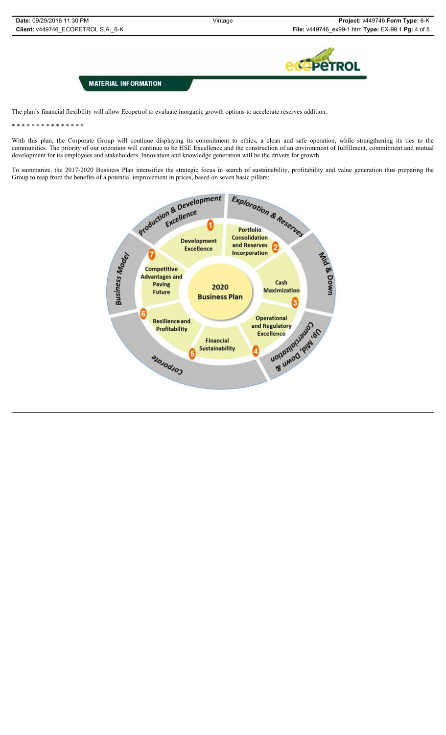MATERIAL INFORMATION

The plan's financial flexibility will allow Ecopetrol to evaluate inorganic growth options to accelerate reserves addition.

* * * * * * * * * * * * * * *

With this plan, the Corporate Group will continue displaying its commitment to ethics, a clean and safe operation, while strengthening its ties to the communities. The priority of our operation will continue to be HSE Excellence and the construction of an environment of fulfillment, commitment and mutual development for its employees and stakeholders. Innovation and knowledge generation will be the drivers for growth.

To summarize, the 2017-2020 Business Plan intensifies the strategic focus in search of sustainability, profitability and value generation thus preparing the Group to reap from the benefits of a potential improvement in prices, based on seven basic pillars:

2020 Business Plan

- Production & Development Excellence
  1. Development Excellence
- Exploration & Reserves
  2. Portfolio Consolidation and Reserves Incorporation
- Mid & Down
  3. Cash Maximization
- Up, Mid, Down & Comercialization
  4. Operational and Regulatory Excellence
- Corporate
  5. Financial Sustainability
  6. Resilience and Profitability
- Business Model
  7. Competitive Advantages and Paving Future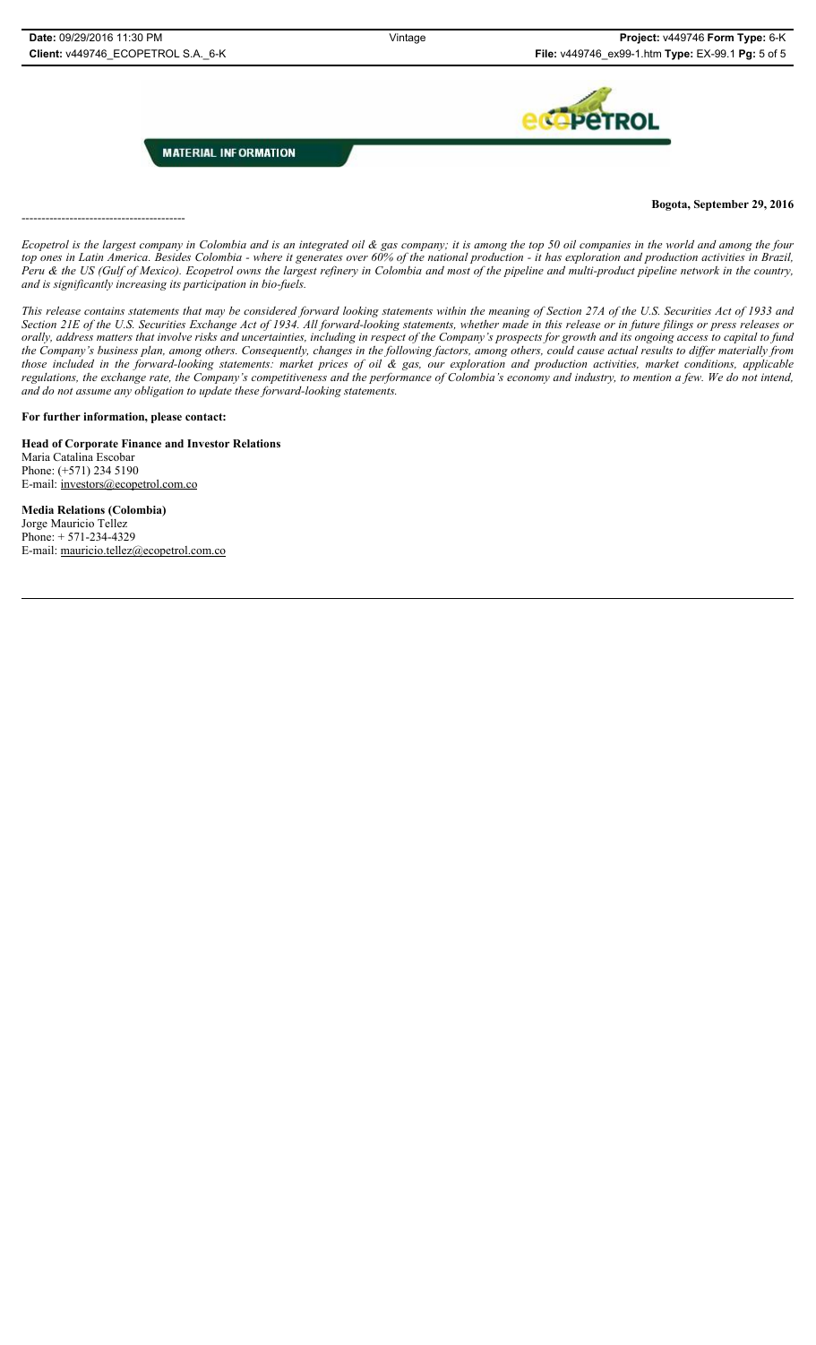**MATERIAL INFORMATION**

**Bogota, September 29, 2016**

-----------------------------------------

*Ecopetrol is the largest company in Colombia and is an integrated oil & gas company; it is among the top 50 oil companies in the world and among the four top ones in Latin America. Besides Colombia - where it generates over 60% of the national production - it has exploration and production activities in Brazil, Peru & the US (Gulf of Mexico). Ecopetrol owns the largest refinery in Colombia and most of the pipeline and multi-product pipeline network in the country, and is significantly increasing its participation in bio-fuels.*

*This release contains statements that may be considered forward looking statements within the meaning of Section 27A of the U.S. Securities Act of 1933 and Section 21E of the U.S. Securities Exchange Act of 1934. All forward-looking statements, whether made in this release or in future filings or press releases or orally, address matters that involve risks and uncertainties, including in respect of the Company's prospects for growth and its ongoing access to capital to fund the Company's business plan, among others. Consequently, changes in the following factors, among others, could cause actual results to differ materially from those included in the forward-looking statements: market prices of oil & gas, our exploration and production activities, market conditions, applicable regulations, the exchange rate, the Company's competitiveness and the performance of Colombia's economy and industry, to mention a few. We do not intend, and do not assume any obligation to update these forward-looking statements.*

**For further information, please contact:**

**Head of Corporate Finance and Investor Relations**
Maria Catalina Escobar
Phone: (+571) 234 5190
E-mail: investors@ecopetrol.com.co

**Media Relations (Colombia)**
Jorge Mauricio Tellez
Phone: + 571-234-4329
E-mail: mauricio.tellez@ecopetrol.com.co